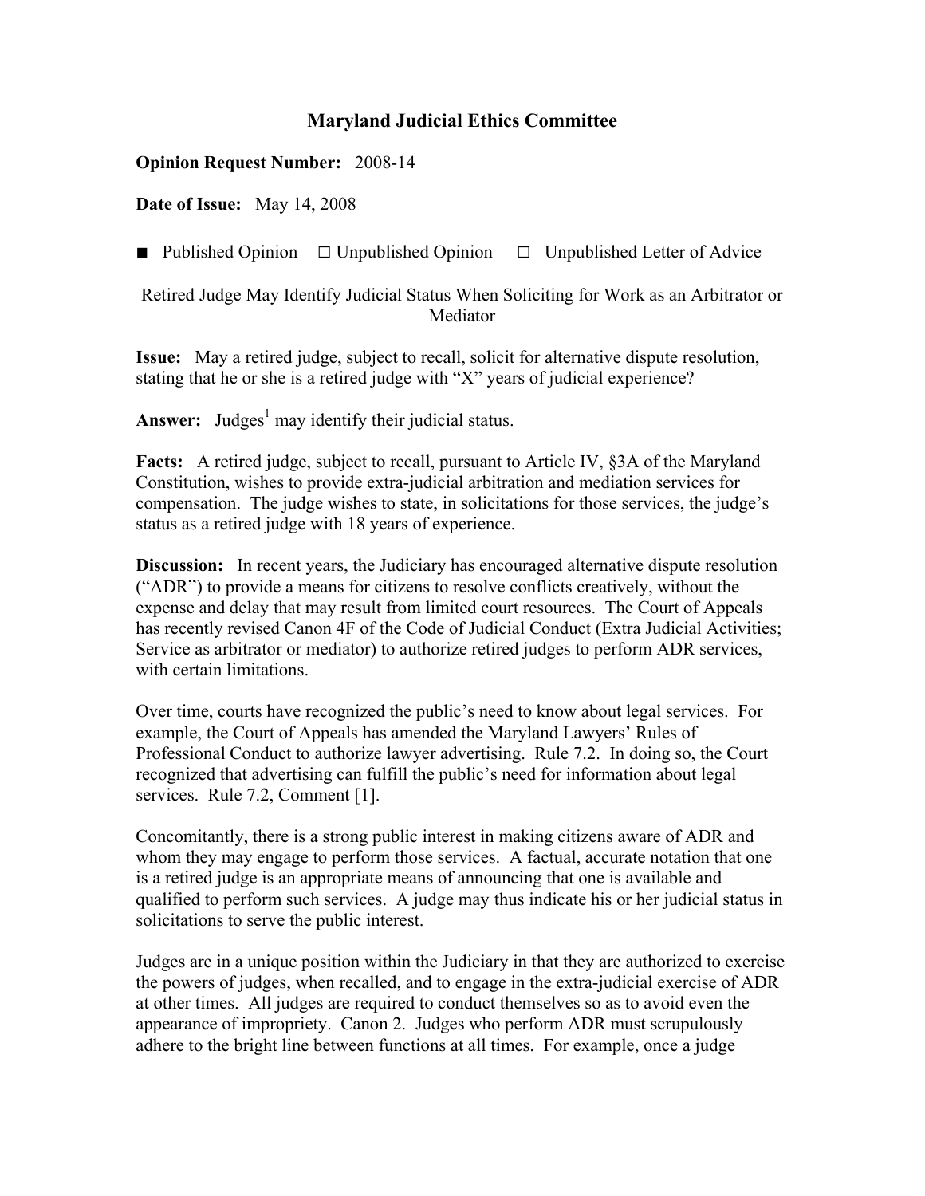# Maryland Judicial Ethics Committee

**Opinion Request Number:** 2008-14

**Date of Issue:** May 14, 2008

■ Published Opinion □ Unpublished Opinion □ Unpublished Letter of Advice

Retired Judge May Identify Judicial Status When Soliciting for Work as an Arbitrator or Mediator

**Issue:** May a retired judge, subject to recall, solicit for alternative dispute resolution, stating that he or she is a retired judge with "X" years of judicial experience?

**Answer:** Judges[1] may identify their judicial status.

**Facts:** A retired judge, subject to recall, pursuant to Article IV, §3A of the Maryland Constitution, wishes to provide extra-judicial arbitration and mediation services for compensation. The judge wishes to state, in solicitations for those services, the judge's status as a retired judge with 18 years of experience.

**Discussion:** In recent years, the Judiciary has encouraged alternative dispute resolution ("ADR") to provide a means for citizens to resolve conflicts creatively, without the expense and delay that may result from limited court resources. The Court of Appeals has recently revised Canon 4F of the Code of Judicial Conduct (Extra Judicial Activities; Service as arbitrator or mediator) to authorize retired judges to perform ADR services, with certain limitations.

Over time, courts have recognized the public's need to know about legal services. For example, the Court of Appeals has amended the Maryland Lawyers' Rules of Professional Conduct to authorize lawyer advertising. Rule 7.2. In doing so, the Court recognized that advertising can fulfill the public's need for information about legal services. Rule 7.2, Comment [1].

Concomitantly, there is a strong public interest in making citizens aware of ADR and whom they may engage to perform those services. A factual, accurate notation that one is a retired judge is an appropriate means of announcing that one is available and qualified to perform such services. A judge may thus indicate his or her judicial status in solicitations to serve the public interest.

Judges are in a unique position within the Judiciary in that they are authorized to exercise the powers of judges, when recalled, and to engage in the extra-judicial exercise of ADR at other times. All judges are required to conduct themselves so as to avoid even the appearance of impropriety. Canon 2. Judges who perform ADR must scrupulously adhere to the bright line between functions at all times. For example, once a judge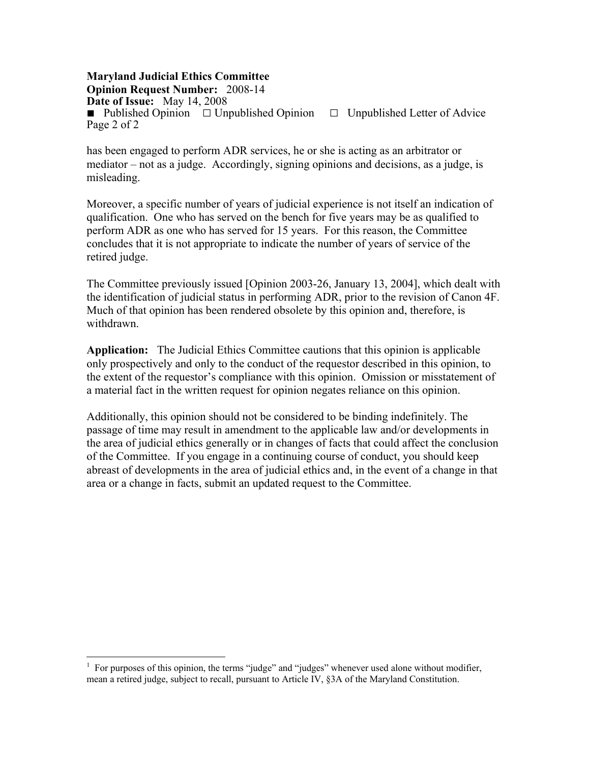has been engaged to perform ADR services, he or she is acting as an arbitrator or mediator – not as a judge. Accordingly, signing opinions and decisions, as a judge, is misleading.

Moreover, a specific number of years of judicial experience is not itself an indication of qualification. One who has served on the bench for five years may be as qualified to perform ADR as one who has served for 15 years. For this reason, the Committee concludes that it is not appropriate to indicate the number of years of service of the retired judge.

The Committee previously issued [Opinion 2003-26, January 13, 2004], which dealt with the identification of judicial status in performing ADR, prior to the revision of Canon 4F. Much of that opinion has been rendered obsolete by this opinion and, therefore, is withdrawn.

**Application:** The Judicial Ethics Committee cautions that this opinion is applicable only prospectively and only to the conduct of the requestor described in this opinion, to the extent of the requestor's compliance with this opinion. Omission or misstatement of a material fact in the written request for opinion negates reliance on this opinion.

Additionally, this opinion should not be considered to be binding indefinitely. The passage of time may result in amendment to the applicable law and/or developments in the area of judicial ethics generally or in changes of facts that could affect the conclusion of the Committee. If you engage in a continuing course of conduct, you should keep abreast of developments in the area of judicial ethics and, in the event of a change in that area or a change in facts, submit an updated request to the Committee.

---

[1] For purposes of this opinion, the terms "judge" and "judges" whenever used alone without modifier, mean a retired judge, subject to recall, pursuant to Article IV, §3A of the Maryland Constitution.